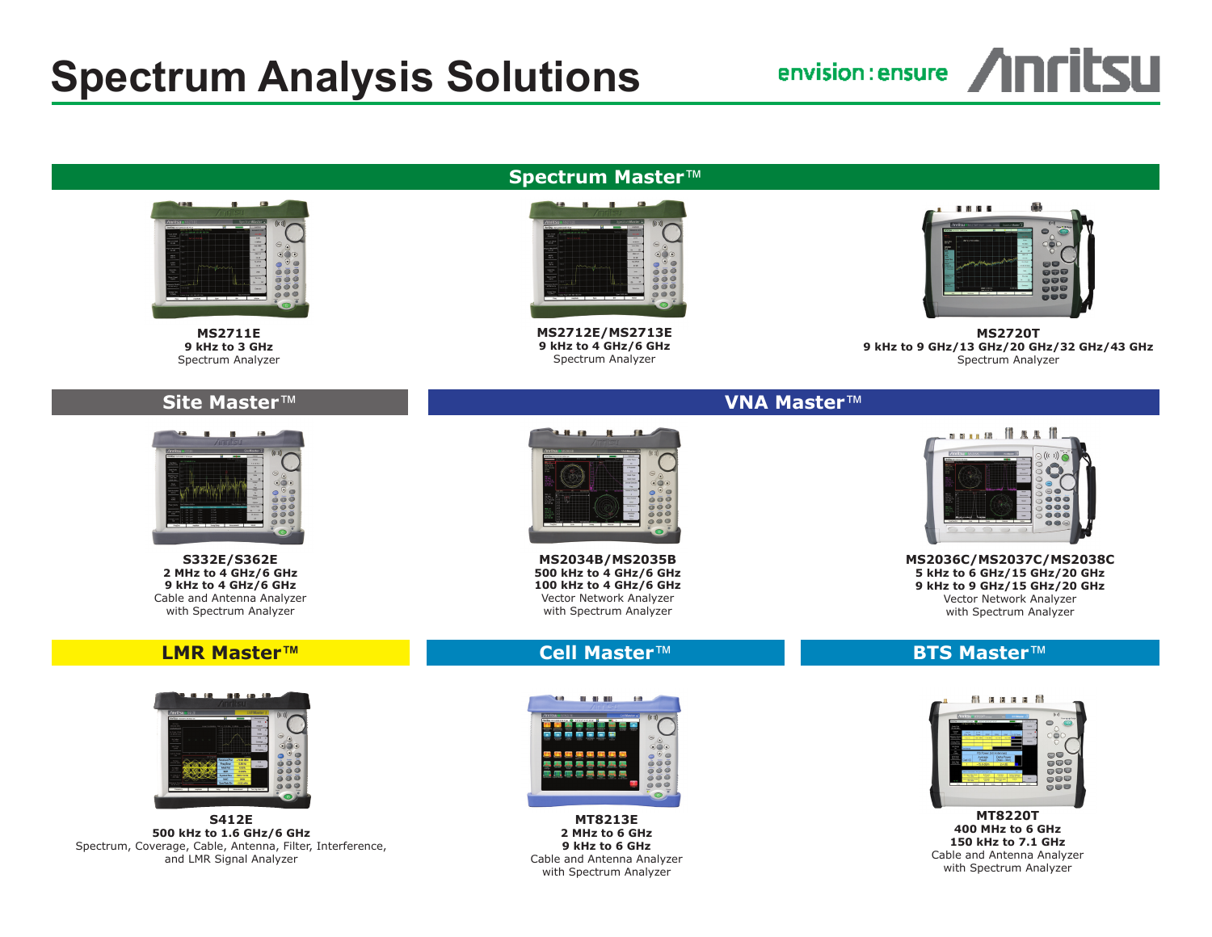# Spectrum Analysis Solutions

envision : ensure Anritsu

## Spectrum Master™

**MS2711E**
**9 kHz to 3 GHz**
Spectrum Analyzer

**MS2712E/MS2713E**
**9 kHz to 4 GHz/6 GHz**
Spectrum Analyzer

**MS2720T**
**9 kHz to 9 GHz/13 GHz/20 GHz/32 GHz/43 GHz**
Spectrum Analyzer

## Site Master™

**S332E/S362E**
**2 MHz to 4 GHz/6 GHz**
**9 kHz to 4 GHz/6 GHz**
Cable and Antenna Analyzer
with Spectrum Analyzer

## VNA Master™

**MS2034B/MS2035B**
**500 kHz to 4 GHz/6 GHz**
**100 kHz to 4 GHz/6 GHz**
Vector Network Analyzer
with Spectrum Analyzer

**MS2036C/MS2037C/MS2038C**
**5 kHz to 6 GHz/15 GHz/20 GHz**
**9 kHz to 9 GHz/15 GHz/20 GHz**
Vector Network Analyzer
with Spectrum Analyzer

## LMR Master™

**S412E**
**500 kHz to 1.6 GHz/6 GHz**
Spectrum, Coverage, Cable, Antenna, Filter, Interference,
and LMR Signal Analyzer

## Cell Master™

**MT8213E**
**2 MHz to 6 GHz**
**9 kHz to 6 GHz**
Cable and Antenna Analyzer
with Spectrum Analyzer

## BTS Master™

**MT8220T**
**400 MHz to 6 GHz**
**150 kHz to 7.1 GHz**
Cable and Antenna Analyzer
with Spectrum Analyzer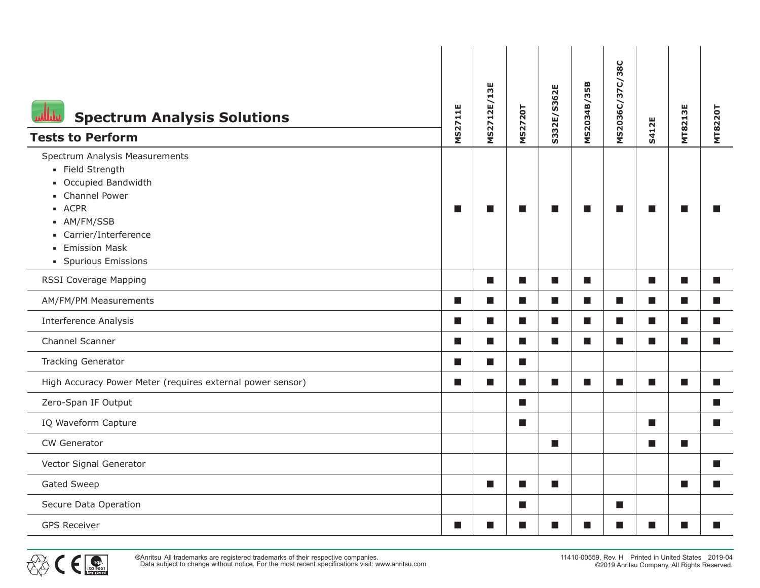## Spectrum Analysis Solutions

| Tests to Perform | MS2711E | MS2712E/13E | MS2720T | S332E/S362E | MS2034B/35B | MS2036C/37C/38C | S412E | MT8213E | MT8220T |
|---|---|---|---|---|---|---|---|---|---|
| Spectrum Analysis Measurements<br>▪ Field Strength<br>▪ Occupied Bandwidth<br>▪ Channel Power<br>▪ ACPR<br>▪ AM/FM/SSB<br>▪ Carrier/Interference<br>▪ Emission Mask<br>▪ Spurious Emissions | ■ | ■ | ■ | ■ | ■ | ■ | ■ | ■ | ■ |
| RSSI Coverage Mapping | | ■ | ■ | ■ | ■ | | ■ | ■ | ■ |
| AM/FM/PM Measurements | ■ | ■ | ■ | ■ | ■ | ■ | ■ | ■ | ■ |
| Interference Analysis | ■ | ■ | ■ | ■ | ■ | ■ | ■ | ■ | ■ |
| Channel Scanner | ■ | ■ | ■ | ■ | ■ | ■ | ■ | ■ | ■ |
| Tracking Generator | ■ | ■ | ■ | | | | | | |
| High Accuracy Power Meter (requires external power sensor) | ■ | ■ | ■ | ■ | ■ | ■ | ■ | ■ | ■ |
| Zero-Span IF Output | | | ■ | | | | | | ■ |
| IQ Waveform Capture | | | ■ | | | | ■ | | ■ |
| CW Generator | | | | ■ | | | ■ | ■ | |
| Vector Signal Generator | | | | | | | | | ■ |
| Gated Sweep | | ■ | ■ | ■ | | | | ■ | ■ |
| Secure Data Operation | | | ■ | | | ■ | | | |
| GPS Receiver | ■ | ■ | ■ | ■ | ■ | ■ | ■ | ■ | ■ |

®Anritsu All trademarks are registered trademarks of their respective companies.
Data subject to change without notice. For the most recent specifications visit: www.anritsu.com

11410-00559, Rev. H Printed in United States 2019-04
©2019 Anritsu Company. All Rights Reserved.